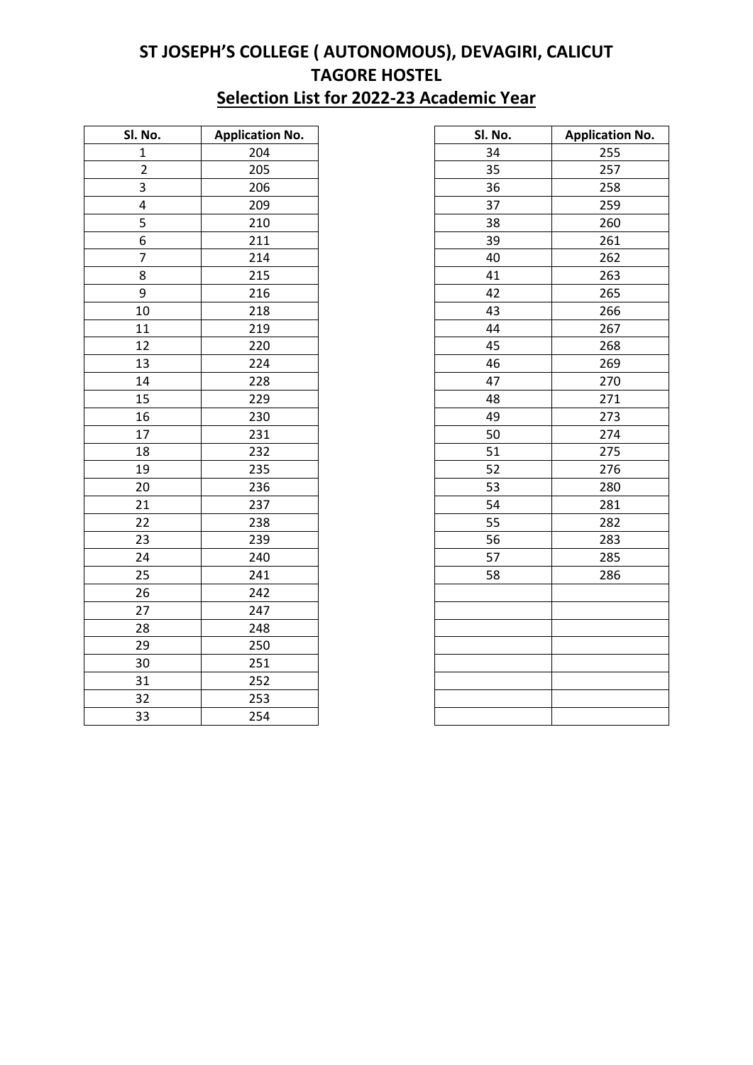# ST JOSEPH'S COLLEGE ( AUTONOMOUS), DEVAGIRI, CALICUT

## TAGORE HOSTEL

## Selection List for 2022-23 Academic Year

| Sl. No. | Application No. |
|---|---|
| 1 | 204 |
| 2 | 205 |
| 3 | 206 |
| 4 | 209 |
| 5 | 210 |
| 6 | 211 |
| 7 | 214 |
| 8 | 215 |
| 9 | 216 |
| 10 | 218 |
| 11 | 219 |
| 12 | 220 |
| 13 | 224 |
| 14 | 228 |
| 15 | 229 |
| 16 | 230 |
| 17 | 231 |
| 18 | 232 |
| 19 | 235 |
| 20 | 236 |
| 21 | 237 |
| 22 | 238 |
| 23 | 239 |
| 24 | 240 |
| 25 | 241 |
| 26 | 242 |
| 27 | 247 |
| 28 | 248 |
| 29 | 250 |
| 30 | 251 |
| 31 | 252 |
| 32 | 253 |
| 33 | 254 |

| Sl. No. | Application No. |
|---|---|
| 34 | 255 |
| 35 | 257 |
| 36 | 258 |
| 37 | 259 |
| 38 | 260 |
| 39 | 261 |
| 40 | 262 |
| 41 | 263 |
| 42 | 265 |
| 43 | 266 |
| 44 | 267 |
| 45 | 268 |
| 46 | 269 |
| 47 | 270 |
| 48 | 271 |
| 49 | 273 |
| 50 | 274 |
| 51 | 275 |
| 52 | 276 |
| 53 | 280 |
| 54 | 281 |
| 55 | 282 |
| 56 | 283 |
| 57 | 285 |
| 58 | 286 |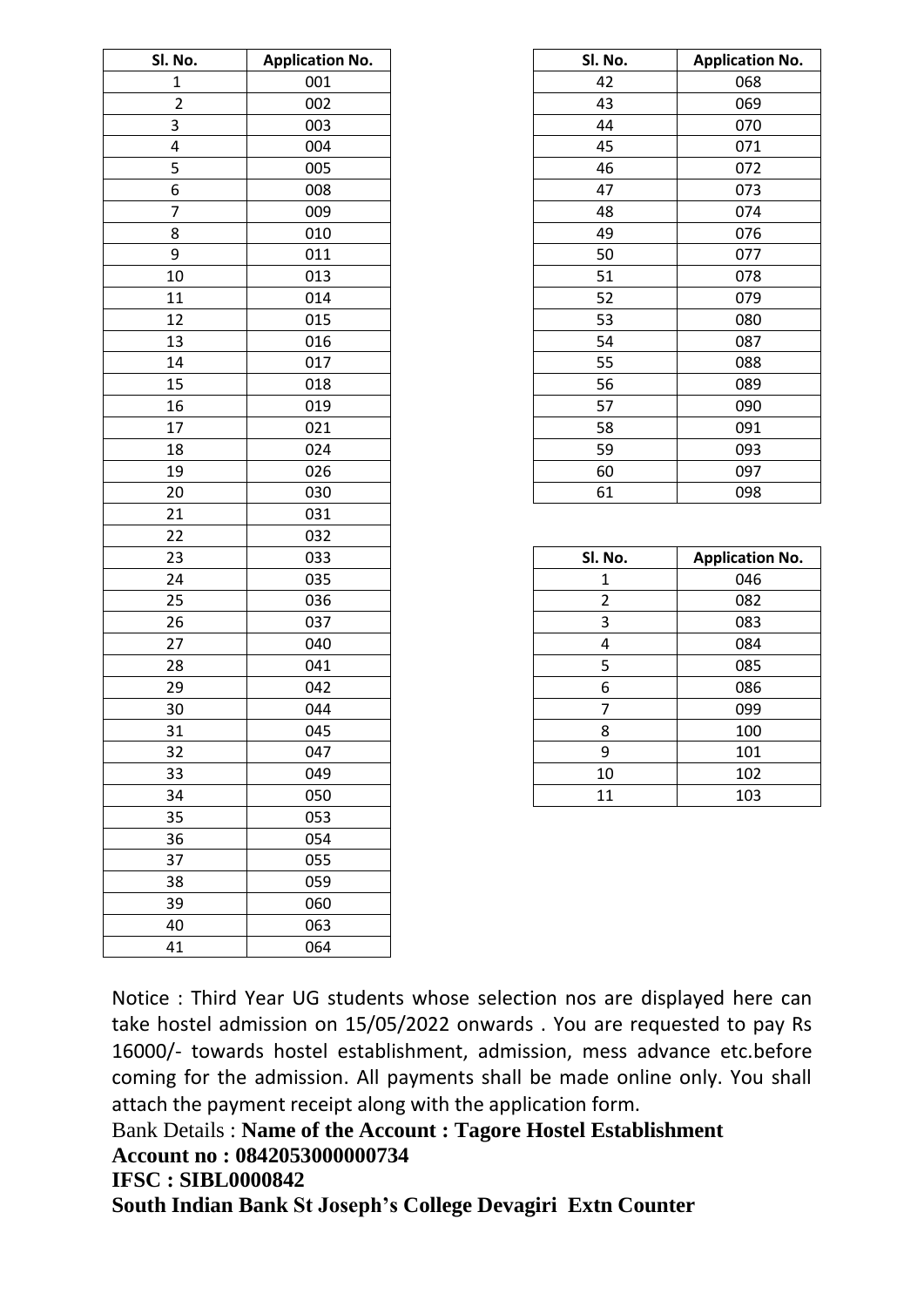| Sl. No. | Application No. |
|---|---|
| 1 | 001 |
| 2 | 002 |
| 3 | 003 |
| 4 | 004 |
| 5 | 005 |
| 6 | 008 |
| 7 | 009 |
| 8 | 010 |
| 9 | 011 |
| 10 | 013 |
| 11 | 014 |
| 12 | 015 |
| 13 | 016 |
| 14 | 017 |
| 15 | 018 |
| 16 | 019 |
| 17 | 021 |
| 18 | 024 |
| 19 | 026 |
| 20 | 030 |
| 21 | 031 |
| 22 | 032 |
| 23 | 033 |
| 24 | 035 |
| 25 | 036 |
| 26 | 037 |
| 27 | 040 |
| 28 | 041 |
| 29 | 042 |
| 30 | 044 |
| 31 | 045 |
| 32 | 047 |
| 33 | 049 |
| 34 | 050 |
| 35 | 053 |
| 36 | 054 |
| 37 | 055 |
| 38 | 059 |
| 39 | 060 |
| 40 | 063 |
| 41 | 064 |
| 42 | 068 |
| 43 | 069 |
| 44 | 070 |
| 45 | 071 |
| 46 | 072 |
| 47 | 073 |
| 48 | 074 |
| 49 | 076 |
| 50 | 077 |
| 51 | 078 |
| 52 | 079 |
| 53 | 080 |
| 54 | 087 |
| 55 | 088 |
| 56 | 089 |
| 57 | 090 |
| 58 | 091 |
| 59 | 093 |
| 60 | 097 |
| 61 | 098 |

| Sl. No. | Application No. |
|---|---|
| 1 | 046 |
| 2 | 082 |
| 3 | 083 |
| 4 | 084 |
| 5 | 085 |
| 6 | 086 |
| 7 | 099 |
| 8 | 100 |
| 9 | 101 |
| 10 | 102 |
| 11 | 103 |

Notice : Third Year UG students whose selection nos are displayed here can take hostel admission on 15/05/2022 onwards . You are requested to pay Rs 16000/- towards hostel establishment, admission, mess advance etc.before coming for the admission. All payments shall be made online only. You shall attach the payment receipt along with the application form.

Bank Details : **Name of the Account : Tagore Hostel Establishment**

**Account no : 0842053000000734**

**IFSC : SIBL0000842**

**South Indian Bank St Joseph's College Devagiri Extn Counter**